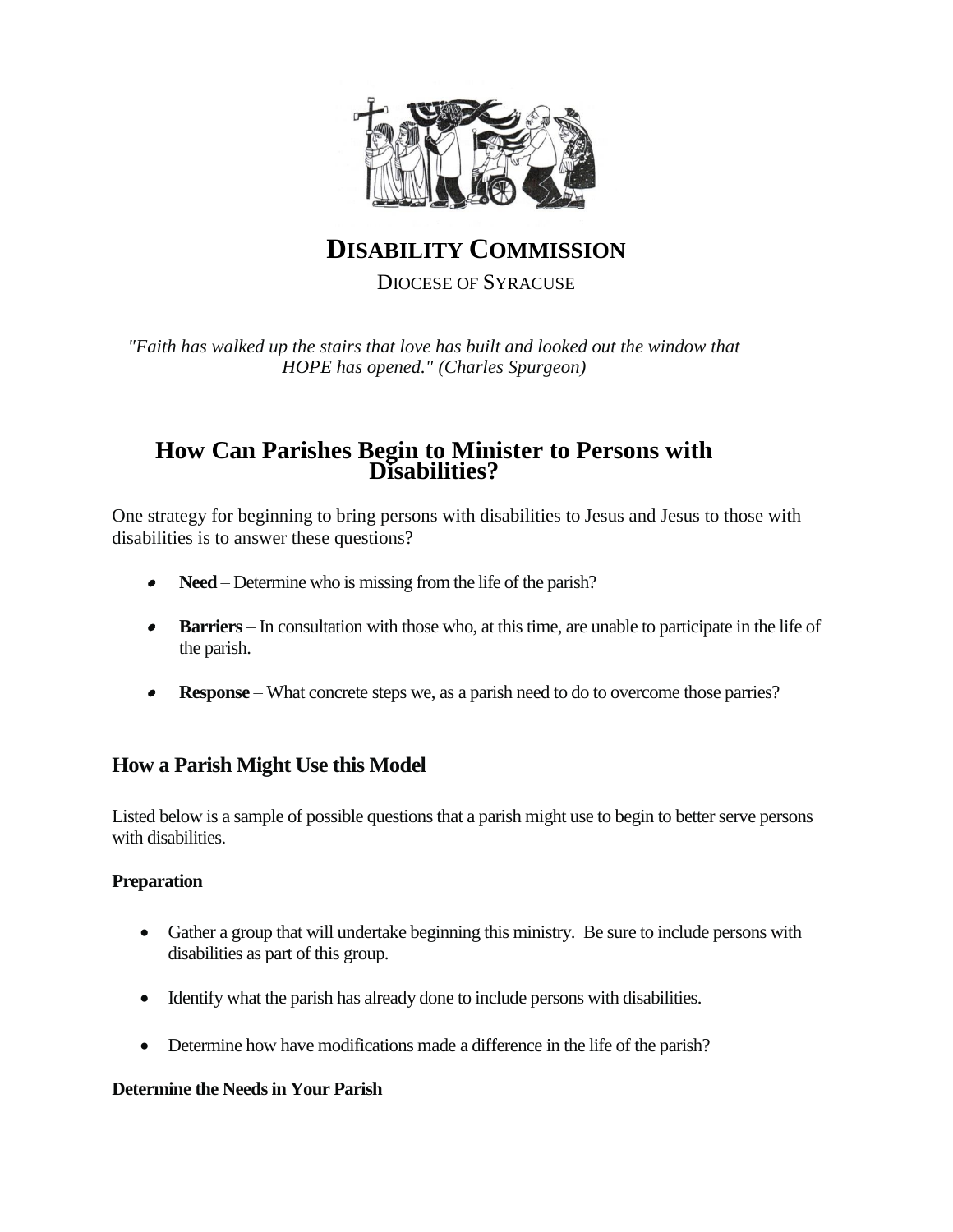# DISABILITY COMMISSION

DIOCESE OF SYRACUSE

*"Faith has walked up the stairs that love has built and looked out the window that HOPE has opened." (Charles Spurgeon)*

## How Can Parishes Begin to Minister to Persons with Disabilities?

One strategy for beginning to bring persons with disabilities to Jesus and Jesus to those with disabilities is to answer these questions?

- **Need** – Determine who is missing from the life of the parish?
- **Barriers** – In consultation with those who, at this time, are unable to participate in the life of the parish.
- **Response** – What concrete steps we, as a parish need to do to overcome those parries?

### How a Parish Might Use this Model

Listed below is a sample of possible questions that a parish might use to begin to better serve persons with disabilities.

**Preparation**

- Gather a group that will undertake beginning this ministry. Be sure to include persons with disabilities as part of this group.
- Identify what the parish has already done to include persons with disabilities.
- Determine how have modifications made a difference in the life of the parish?

**Determine the Needs in Your Parish**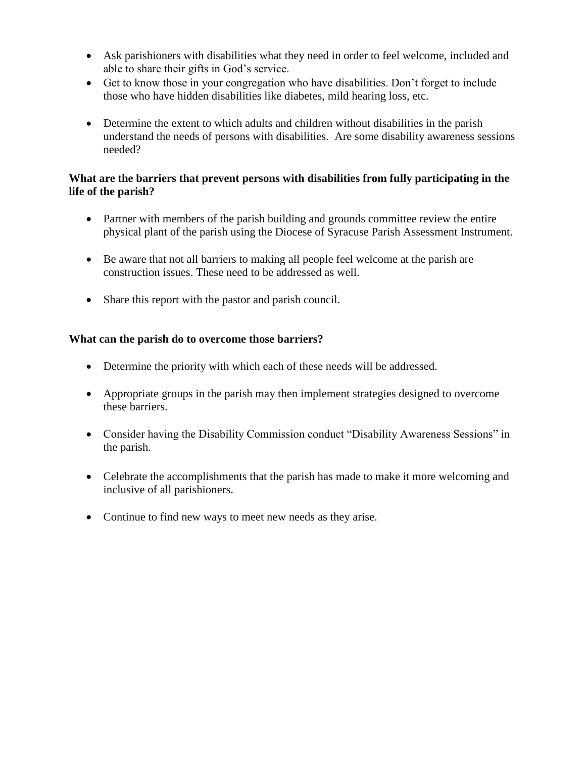- Ask parishioners with disabilities what they need in order to feel welcome, included and able to share their gifts in God's service.
- Get to know those in your congregation who have disabilities. Don't forget to include those who have hidden disabilities like diabetes, mild hearing loss, etc.
- Determine the extent to which adults and children without disabilities in the parish understand the needs of persons with disabilities. Are some disability awareness sessions needed?

**What are the barriers that prevent persons with disabilities from fully participating in the life of the parish?**

- Partner with members of the parish building and grounds committee review the entire physical plant of the parish using the Diocese of Syracuse Parish Assessment Instrument.
- Be aware that not all barriers to making all people feel welcome at the parish are construction issues. These need to be addressed as well.
- Share this report with the pastor and parish council.

**What can the parish do to overcome those barriers?**

- Determine the priority with which each of these needs will be addressed.
- Appropriate groups in the parish may then implement strategies designed to overcome these barriers.
- Consider having the Disability Commission conduct "Disability Awareness Sessions" in the parish.
- Celebrate the accomplishments that the parish has made to make it more welcoming and inclusive of all parishioners.
- Continue to find new ways to meet new needs as they arise.